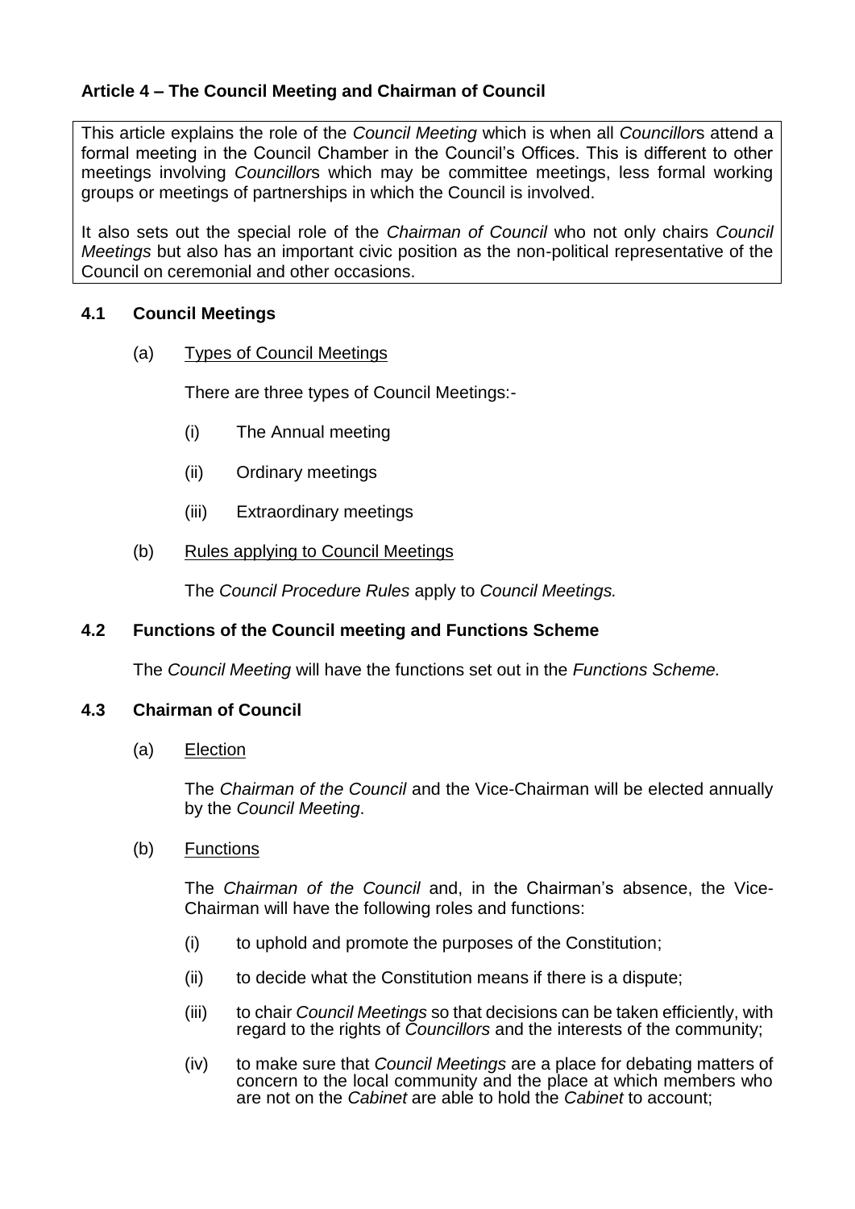## Article 4 – The Council Meeting and Chairman of Council

This article explains the role of the *Council Meeting* which is when all *Councillor*s attend a formal meeting in the Council Chamber in the Council's Offices. This is different to other meetings involving *Councillor*s which may be committee meetings, less formal working groups or meetings of partnerships in which the Council is involved.

It also sets out the special role of the *Chairman of Council* who not only chairs *Council Meetings* but also has an important civic position as the non-political representative of the Council on ceremonial and other occasions.

### 4.1 Council Meetings

(a) Types of Council Meetings

There are three types of Council Meetings:-

(i) The Annual meeting

(ii) Ordinary meetings

(iii) Extraordinary meetings

(b) Rules applying to Council Meetings

The *Council Procedure Rules* apply to *Council Meetings.*

### 4.2 Functions of the Council meeting and Functions Scheme

The *Council Meeting* will have the functions set out in the *Functions Scheme.*

### 4.3 Chairman of Council

(a) Election

The *Chairman of the Council* and the Vice-Chairman will be elected annually by the *Council Meeting*.

(b) Functions

The *Chairman of the Council* and, in the Chairman's absence, the Vice-Chairman will have the following roles and functions:

(i) to uphold and promote the purposes of the Constitution;

(ii) to decide what the Constitution means if there is a dispute;

(iii) to chair *Council Meetings* so that decisions can be taken efficiently, with regard to the rights of *Councillors* and the interests of the community;

(iv) to make sure that *Council Meetings* are a place for debating matters of concern to the local community and the place at which members who are not on the *Cabinet* are able to hold the *Cabinet* to account;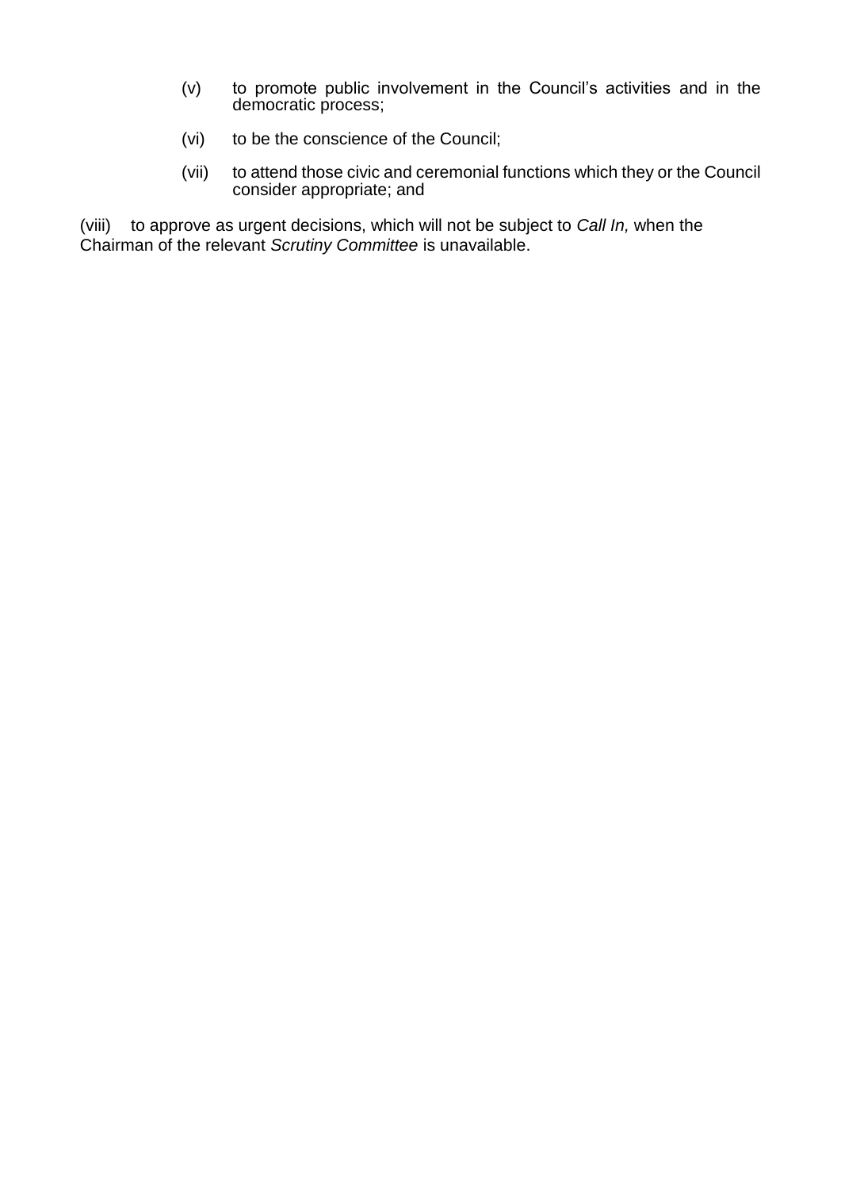(v) to promote public involvement in the Council's activities and in the democratic process;

(vi) to be the conscience of the Council;

(vii) to attend those civic and ceremonial functions which they or the Council consider appropriate; and

(viii) to approve as urgent decisions, which will not be subject to *Call In,* when the Chairman of the relevant *Scrutiny Committee* is unavailable.